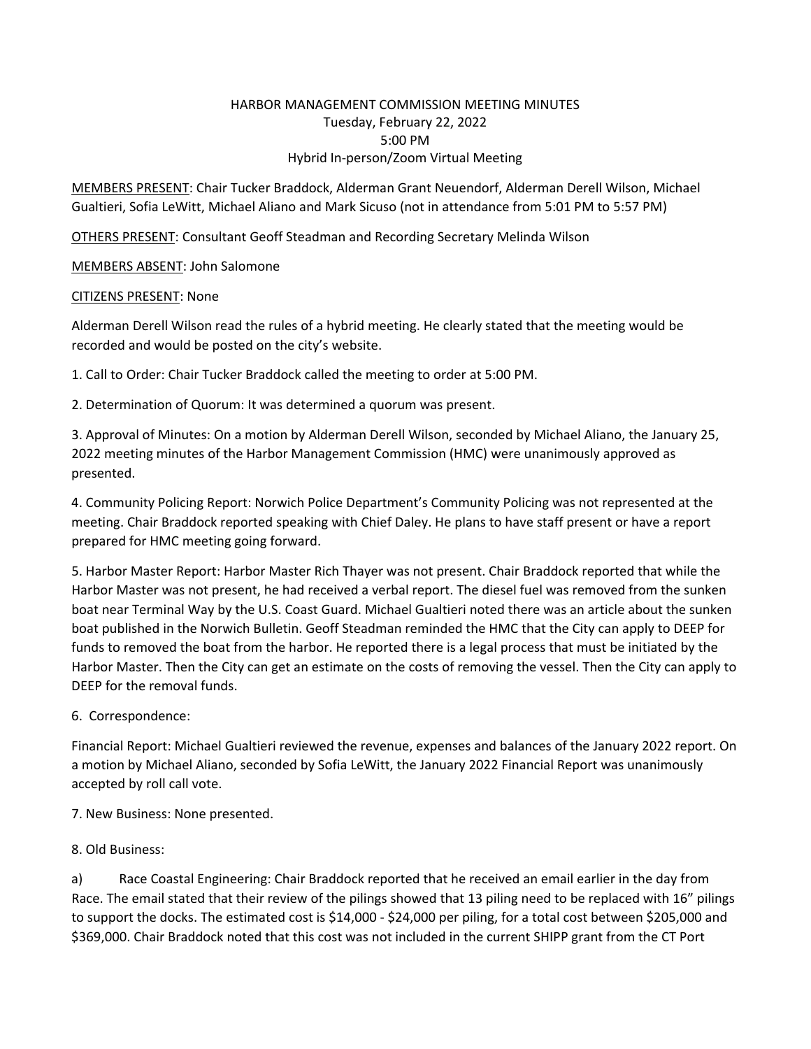# HARBOR MANAGEMENT COMMISSION MEETING MINUTES

Tuesday, February 22, 2022
5:00 PM
Hybrid In-person/Zoom Virtual Meeting

<u>MEMBERS PRESENT</u>: Chair Tucker Braddock, Alderman Grant Neuendorf, Alderman Derell Wilson, Michael Gualtieri, Sofia LeWitt, Michael Aliano and Mark Sicuso (not in attendance from 5:01 PM to 5:57 PM)

<u>OTHERS PRESENT</u>: Consultant Geoff Steadman and Recording Secretary Melinda Wilson

<u>MEMBERS ABSENT</u>: John Salomone

<u>CITIZENS PRESENT</u>: None

Alderman Derell Wilson read the rules of a hybrid meeting. He clearly stated that the meeting would be recorded and would be posted on the city's website.

1. Call to Order: Chair Tucker Braddock called the meeting to order at 5:00 PM.

2. Determination of Quorum: It was determined a quorum was present.

3. Approval of Minutes: On a motion by Alderman Derell Wilson, seconded by Michael Aliano, the January 25, 2022 meeting minutes of the Harbor Management Commission (HMC) were unanimously approved as presented.

4. Community Policing Report: Norwich Police Department's Community Policing was not represented at the meeting. Chair Braddock reported speaking with Chief Daley. He plans to have staff present or have a report prepared for HMC meeting going forward.

5. Harbor Master Report: Harbor Master Rich Thayer was not present. Chair Braddock reported that while the Harbor Master was not present, he had received a verbal report. The diesel fuel was removed from the sunken boat near Terminal Way by the U.S. Coast Guard. Michael Gualtieri noted there was an article about the sunken boat published in the Norwich Bulletin. Geoff Steadman reminded the HMC that the City can apply to DEEP for funds to removed the boat from the harbor. He reported there is a legal process that must be initiated by the Harbor Master. Then the City can get an estimate on the costs of removing the vessel. Then the City can apply to DEEP for the removal funds.

6. Correspondence:

Financial Report: Michael Gualtieri reviewed the revenue, expenses and balances of the January 2022 report. On a motion by Michael Aliano, seconded by Sofia LeWitt, the January 2022 Financial Report was unanimously accepted by roll call vote.

7. New Business: None presented.

8. Old Business:

a) Race Coastal Engineering: Chair Braddock reported that he received an email earlier in the day from Race. The email stated that their review of the pilings showed that 13 piling need to be replaced with 16" pilings to support the docks. The estimated cost is $14,000 - $24,000 per piling, for a total cost between $205,000 and $369,000. Chair Braddock noted that this cost was not included in the current SHIPP grant from the CT Port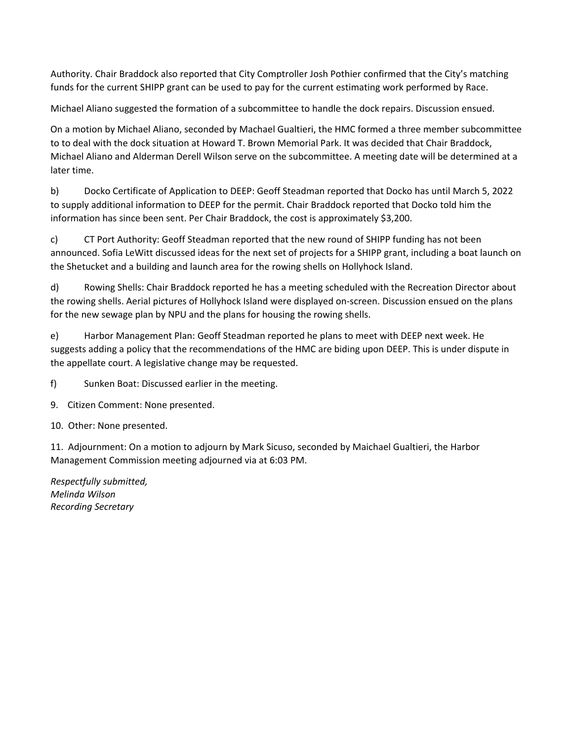Authority. Chair Braddock also reported that City Comptroller Josh Pothier confirmed that the City's matching funds for the current SHIPP grant can be used to pay for the current estimating work performed by Race.

Michael Aliano suggested the formation of a subcommittee to handle the dock repairs. Discussion ensued.

On a motion by Michael Aliano, seconded by Machael Gualtieri, the HMC formed a three member subcommittee to to deal with the dock situation at Howard T. Brown Memorial Park. It was decided that Chair Braddock, Michael Aliano and Alderman Derell Wilson serve on the subcommittee. A meeting date will be determined at a later time.

b) Docko Certificate of Application to DEEP: Geoff Steadman reported that Docko has until March 5, 2022 to supply additional information to DEEP for the permit. Chair Braddock reported that Docko told him the information has since been sent. Per Chair Braddock, the cost is approximately $3,200.

c) CT Port Authority: Geoff Steadman reported that the new round of SHIPP funding has not been announced. Sofia LeWitt discussed ideas for the next set of projects for a SHIPP grant, including a boat launch on the Shetucket and a building and launch area for the rowing shells on Hollyhock Island.

d) Rowing Shells: Chair Braddock reported he has a meeting scheduled with the Recreation Director about the rowing shells. Aerial pictures of Hollyhock Island were displayed on-screen. Discussion ensued on the plans for the new sewage plan by NPU and the plans for housing the rowing shells.

e) Harbor Management Plan: Geoff Steadman reported he plans to meet with DEEP next week. He suggests adding a policy that the recommendations of the HMC are biding upon DEEP. This is under dispute in the appellate court. A legislative change may be requested.

f) Sunken Boat: Discussed earlier in the meeting.

9. Citizen Comment: None presented.

10. Other: None presented.

11. Adjournment: On a motion to adjourn by Mark Sicuso, seconded by Maichael Gualtieri, the Harbor Management Commission meeting adjourned via at 6:03 PM.

*Respectfully submitted,*
*Melinda Wilson*
*Recording Secretary*